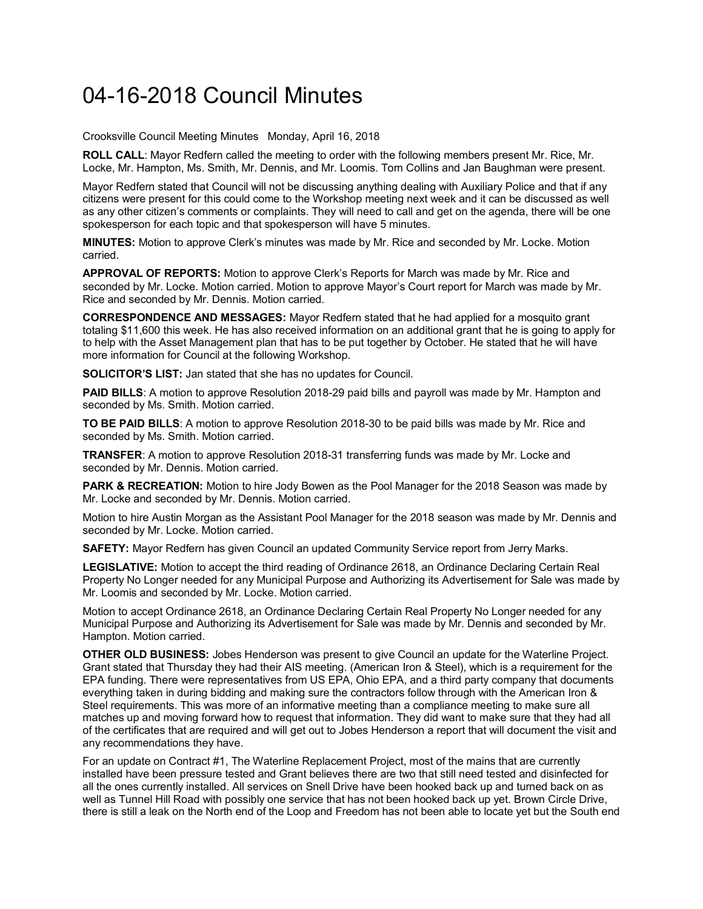# 04-16-2018 Council Minutes

Crooksville Council Meeting Minutes   Monday, April 16, 2018

**ROLL CALL**: Mayor Redfern called the meeting to order with the following members present Mr. Rice, Mr. Locke, Mr. Hampton, Ms. Smith, Mr. Dennis, and Mr. Loomis. Tom Collins and Jan Baughman were present.

Mayor Redfern stated that Council will not be discussing anything dealing with Auxiliary Police and that if any citizens were present for this could come to the Workshop meeting next week and it can be discussed as well as any other citizen's comments or complaints. They will need to call and get on the agenda, there will be one spokesperson for each topic and that spokesperson will have 5 minutes.

**MINUTES:** Motion to approve Clerk's minutes was made by Mr. Rice and seconded by Mr. Locke. Motion carried.

**APPROVAL OF REPORTS:** Motion to approve Clerk's Reports for March was made by Mr. Rice and seconded by Mr. Locke. Motion carried. Motion to approve Mayor's Court report for March was made by Mr. Rice and seconded by Mr. Dennis. Motion carried.

**CORRESPONDENCE AND MESSAGES:** Mayor Redfern stated that he had applied for a mosquito grant totaling $11,600 this week. He has also received information on an additional grant that he is going to apply for to help with the Asset Management plan that has to be put together by October. He stated that he will have more information for Council at the following Workshop.

**SOLICITOR'S LIST:** Jan stated that she has no updates for Council.

**PAID BILLS**: A motion to approve Resolution 2018-29 paid bills and payroll was made by Mr. Hampton and seconded by Ms. Smith. Motion carried.

**TO BE PAID BILLS**: A motion to approve Resolution 2018-30 to be paid bills was made by Mr. Rice and seconded by Ms. Smith. Motion carried.

**TRANSFER**: A motion to approve Resolution 2018-31 transferring funds was made by Mr. Locke and seconded by Mr. Dennis. Motion carried.

**PARK & RECREATION:** Motion to hire Jody Bowen as the Pool Manager for the 2018 Season was made by Mr. Locke and seconded by Mr. Dennis. Motion carried.

Motion to hire Austin Morgan as the Assistant Pool Manager for the 2018 season was made by Mr. Dennis and seconded by Mr. Locke. Motion carried.

**SAFETY:** Mayor Redfern has given Council an updated Community Service report from Jerry Marks.

**LEGISLATIVE:** Motion to accept the third reading of Ordinance 2618, an Ordinance Declaring Certain Real Property No Longer needed for any Municipal Purpose and Authorizing its Advertisement for Sale was made by Mr. Loomis and seconded by Mr. Locke. Motion carried.

Motion to accept Ordinance 2618, an Ordinance Declaring Certain Real Property No Longer needed for any Municipal Purpose and Authorizing its Advertisement for Sale was made by Mr. Dennis and seconded by Mr. Hampton. Motion carried.

**OTHER OLD BUSINESS:** Jobes Henderson was present to give Council an update for the Waterline Project. Grant stated that Thursday they had their AIS meeting. (American Iron & Steel), which is a requirement for the EPA funding. There were representatives from US EPA, Ohio EPA, and a third party company that documents everything taken in during bidding and making sure the contractors follow through with the American Iron & Steel requirements. This was more of an informative meeting than a compliance meeting to make sure all matches up and moving forward how to request that information. They did want to make sure that they had all of the certificates that are required and will get out to Jobes Henderson a report that will document the visit and any recommendations they have.

For an update on Contract #1, The Waterline Replacement Project, most of the mains that are currently installed have been pressure tested and Grant believes there are two that still need tested and disinfected for all the ones currently installed. All services on Snell Drive have been hooked back up and turned back on as well as Tunnel Hill Road with possibly one service that has not been hooked back up yet. Brown Circle Drive, there is still a leak on the North end of the Loop and Freedom has not been able to locate yet but the South end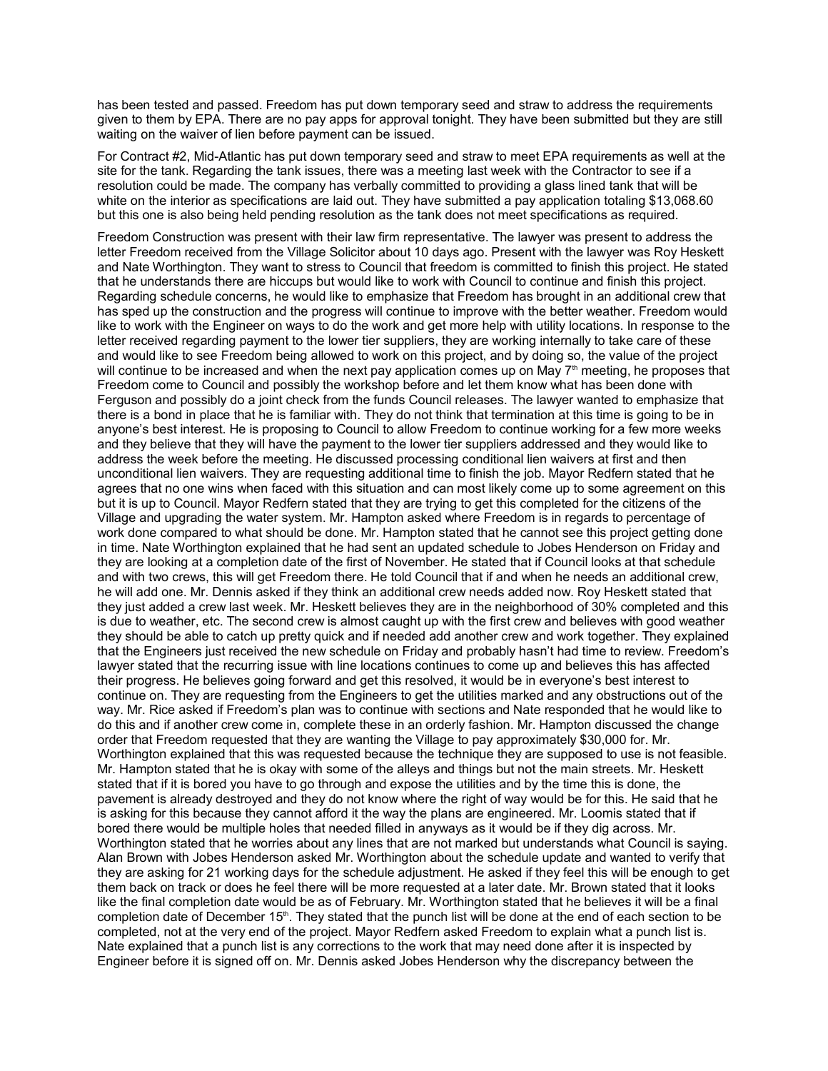has been tested and passed. Freedom has put down temporary seed and straw to address the requirements given to them by EPA. There are no pay apps for approval tonight. They have been submitted but they are still waiting on the waiver of lien before payment can be issued.

For Contract #2, Mid-Atlantic has put down temporary seed and straw to meet EPA requirements as well at the site for the tank. Regarding the tank issues, there was a meeting last week with the Contractor to see if a resolution could be made. The company has verbally committed to providing a glass lined tank that will be white on the interior as specifications are laid out. They have submitted a pay application totaling $13,068.60 but this one is also being held pending resolution as the tank does not meet specifications as required.

Freedom Construction was present with their law firm representative. The lawyer was present to address the letter Freedom received from the Village Solicitor about 10 days ago. Present with the lawyer was Roy Heskett and Nate Worthington. They want to stress to Council that freedom is committed to finish this project. He stated that he understands there are hiccups but would like to work with Council to continue and finish this project. Regarding schedule concerns, he would like to emphasize that Freedom has brought in an additional crew that has sped up the construction and the progress will continue to improve with the better weather. Freedom would like to work with the Engineer on ways to do the work and get more help with utility locations. In response to the letter received regarding payment to the lower tier suppliers, they are working internally to take care of these and would like to see Freedom being allowed to work on this project, and by doing so, the value of the project will continue to be increased and when the next pay application comes up on May 7th meeting, he proposes that Freedom come to Council and possibly the workshop before and let them know what has been done with Ferguson and possibly do a joint check from the funds Council releases. The lawyer wanted to emphasize that there is a bond in place that he is familiar with. They do not think that termination at this time is going to be in anyone's best interest. He is proposing to Council to allow Freedom to continue working for a few more weeks and they believe that they will have the payment to the lower tier suppliers addressed and they would like to address the week before the meeting. He discussed processing conditional lien waivers at first and then unconditional lien waivers. They are requesting additional time to finish the job. Mayor Redfern stated that he agrees that no one wins when faced with this situation and can most likely come up to some agreement on this but it is up to Council. Mayor Redfern stated that they are trying to get this completed for the citizens of the Village and upgrading the water system. Mr. Hampton asked where Freedom is in regards to percentage of work done compared to what should be done. Mr. Hampton stated that he cannot see this project getting done in time. Nate Worthington explained that he had sent an updated schedule to Jobes Henderson on Friday and they are looking at a completion date of the first of November. He stated that if Council looks at that schedule and with two crews, this will get Freedom there. He told Council that if and when he needs an additional crew, he will add one. Mr. Dennis asked if they think an additional crew needs added now. Roy Heskett stated that they just added a crew last week. Mr. Heskett believes they are in the neighborhood of 30% completed and this is due to weather, etc. The second crew is almost caught up with the first crew and believes with good weather they should be able to catch up pretty quick and if needed add another crew and work together. They explained that the Engineers just received the new schedule on Friday and probably hasn't had time to review. Freedom's lawyer stated that the recurring issue with line locations continues to come up and believes this has affected their progress. He believes going forward and get this resolved, it would be in everyone's best interest to continue on. They are requesting from the Engineers to get the utilities marked and any obstructions out of the way. Mr. Rice asked if Freedom's plan was to continue with sections and Nate responded that he would like to do this and if another crew come in, complete these in an orderly fashion. Mr. Hampton discussed the change order that Freedom requested that they are wanting the Village to pay approximately $30,000 for. Mr. Worthington explained that this was requested because the technique they are supposed to use is not feasible. Mr. Hampton stated that he is okay with some of the alleys and things but not the main streets. Mr. Heskett stated that if it is bored you have to go through and expose the utilities and by the time this is done, the pavement is already destroyed and they do not know where the right of way would be for this. He said that he is asking for this because they cannot afford it the way the plans are engineered. Mr. Loomis stated that if bored there would be multiple holes that needed filled in anyways as it would be if they dig across. Mr. Worthington stated that he worries about any lines that are not marked but understands what Council is saying. Alan Brown with Jobes Henderson asked Mr. Worthington about the schedule update and wanted to verify that they are asking for 21 working days for the schedule adjustment. He asked if they feel this will be enough to get them back on track or does he feel there will be more requested at a later date. Mr. Brown stated that it looks like the final completion date would be as of February. Mr. Worthington stated that he believes it will be a final completion date of December 15th. They stated that the punch list will be done at the end of each section to be completed, not at the very end of the project. Mayor Redfern asked Freedom to explain what a punch list is. Nate explained that a punch list is any corrections to the work that may need done after it is inspected by Engineer before it is signed off on. Mr. Dennis asked Jobes Henderson why the discrepancy between the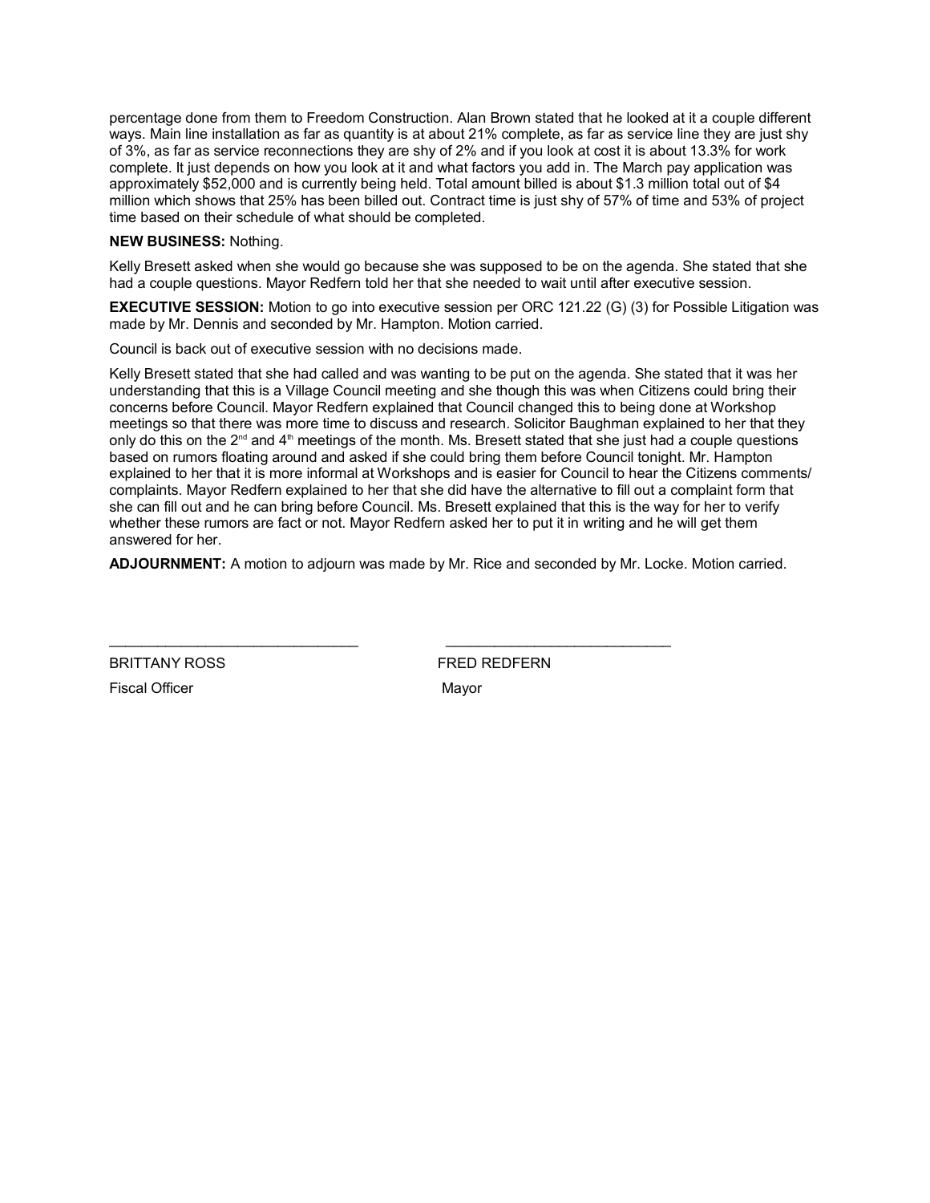percentage done from them to Freedom Construction. Alan Brown stated that he looked at it a couple different ways. Main line installation as far as quantity is at about 21% complete, as far as service line they are just shy of 3%, as far as service reconnections they are shy of 2% and if you look at cost it is about 13.3% for work complete. It just depends on how you look at it and what factors you add in. The March pay application was approximately $52,000 and is currently being held. Total amount billed is about $1.3 million total out of $4 million which shows that 25% has been billed out. Contract time is just shy of 57% of time and 53% of project time based on their schedule of what should be completed.

**NEW BUSINESS:** Nothing.

Kelly Bresett asked when she would go because she was supposed to be on the agenda. She stated that she had a couple questions. Mayor Redfern told her that she needed to wait until after executive session.

**EXECUTIVE SESSION:** Motion to go into executive session per ORC 121.22 (G) (3) for Possible Litigation was made by Mr. Dennis and seconded by Mr. Hampton. Motion carried.

Council is back out of executive session with no decisions made.

Kelly Bresett stated that she had called and was wanting to be put on the agenda. She stated that it was her understanding that this is a Village Council meeting and she though this was when Citizens could bring their concerns before Council. Mayor Redfern explained that Council changed this to being done at Workshop meetings so that there was more time to discuss and research. Solicitor Baughman explained to her that they only do this on the 2nd and 4th meetings of the month. Ms. Bresett stated that she just had a couple questions based on rumors floating around and asked if she could bring them before Council tonight. Mr. Hampton explained to her that it is more informal at Workshops and is easier for Council to hear the Citizens comments/ complaints. Mayor Redfern explained to her that she did have the alternative to fill out a complaint form that she can fill out and he can bring before Council. Ms. Bresett explained that this is the way for her to verify whether these rumors are fact or not. Mayor Redfern asked her to put it in writing and he will get them answered for her.

**ADJOURNMENT:** A motion to adjourn was made by Mr. Rice and seconded by Mr. Locke. Motion carried.

| | |
|---|---|
| _______________________________ | _______________________________ |
| BRITTANY ROSS | FRED REDFERN |
| Fiscal Officer | Mayor |